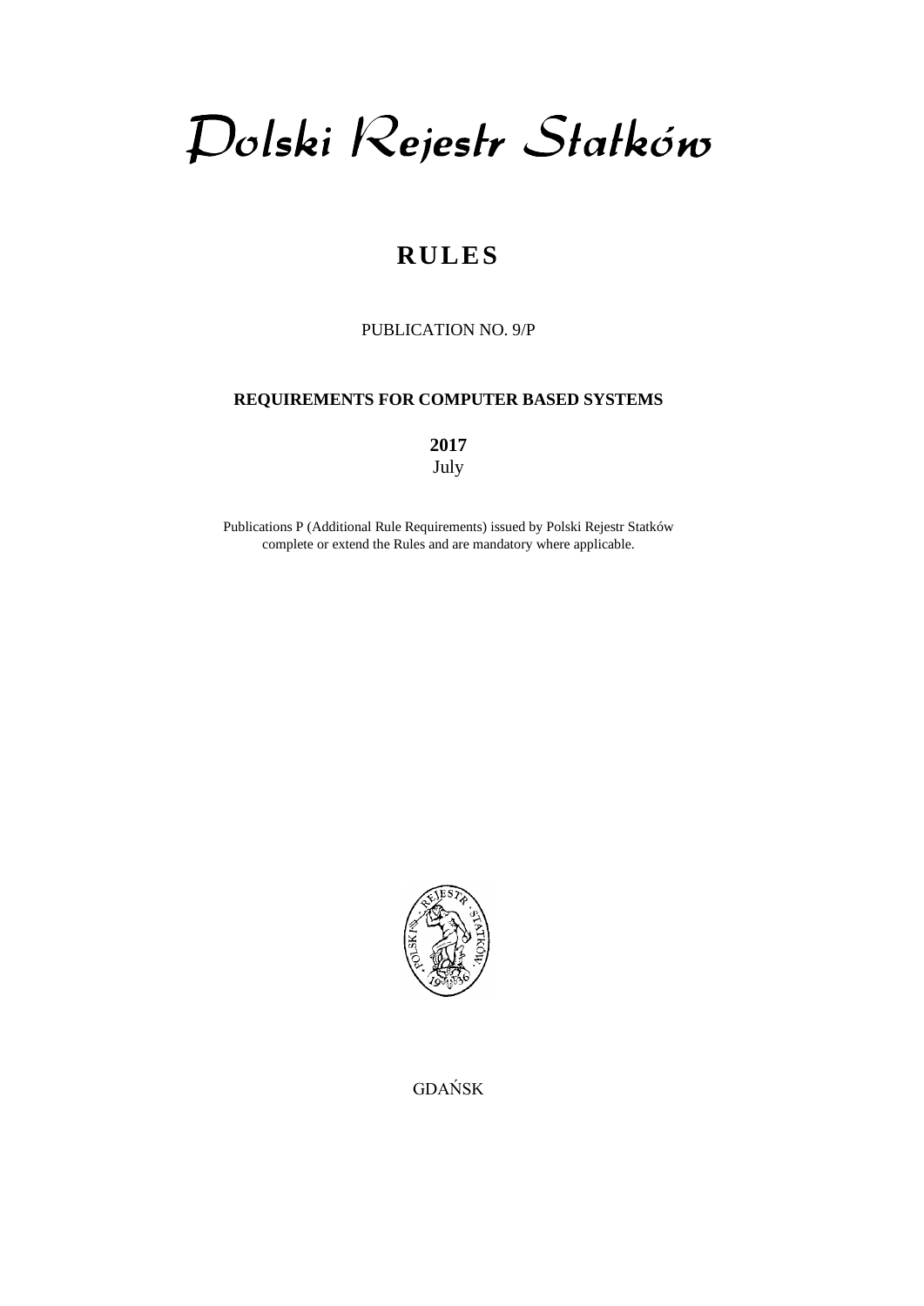# Polski Rejestr Statków

## RULES

PUBLICATION NO. 9/P

**REQUIREMENTS FOR COMPUTER BASED SYSTEMS**

**2017**
July

Publications P (Additional Rule Requirements) issued by Polski Rejestr Statków complete or extend the Rules and are mandatory where applicable.

GDAŃSK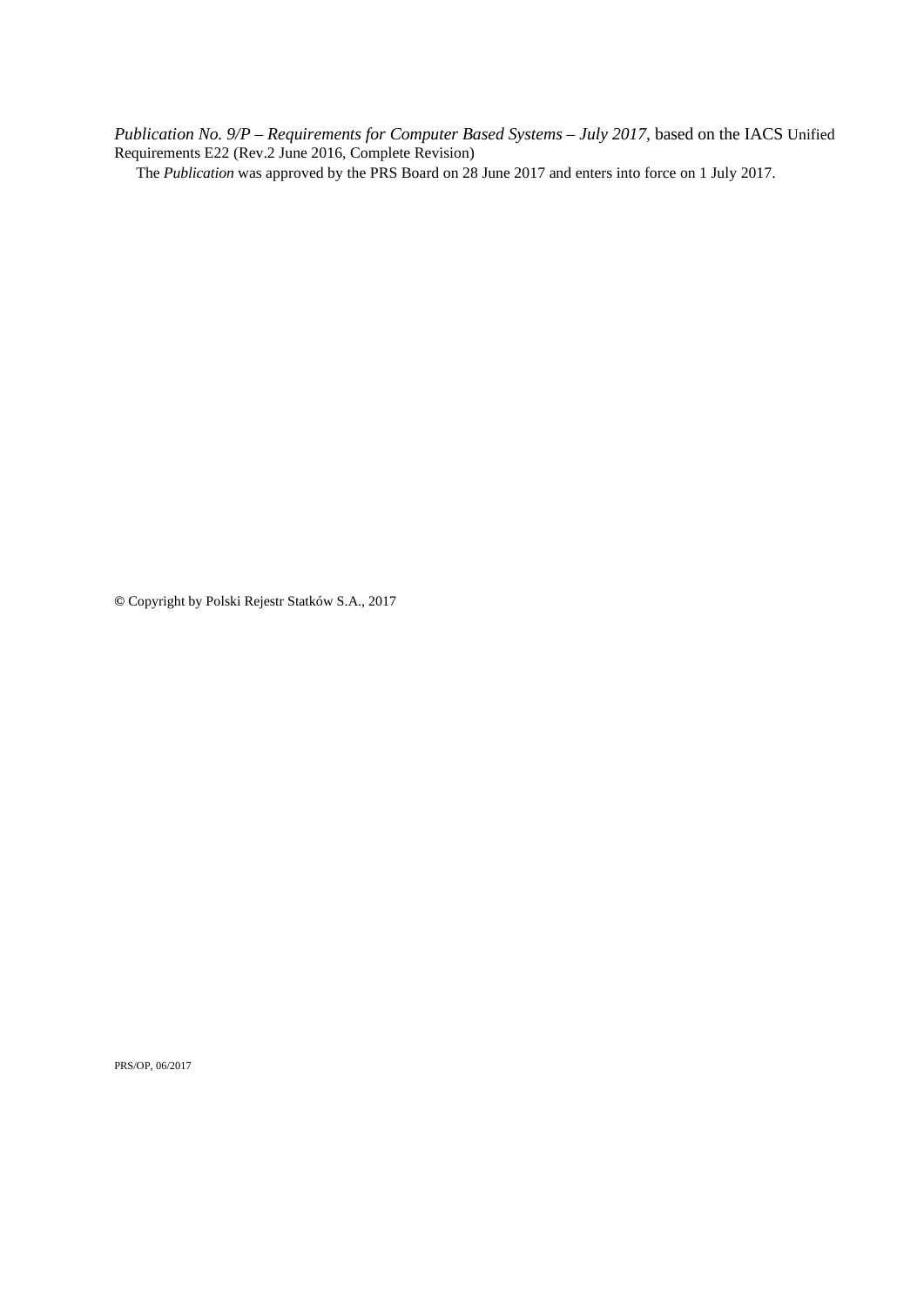*Publication No. 9/P – Requirements for Computer Based Systems – July 2017*, based on the IACS Unified Requirements E22 (Rev.2 June 2016, Complete Revision)

The *Publication* was approved by the PRS Board on 28 June 2017 and enters into force on 1 July 2017.

© Copyright by Polski Rejestr Statków S.A., 2017

PRS/OP, 06/2017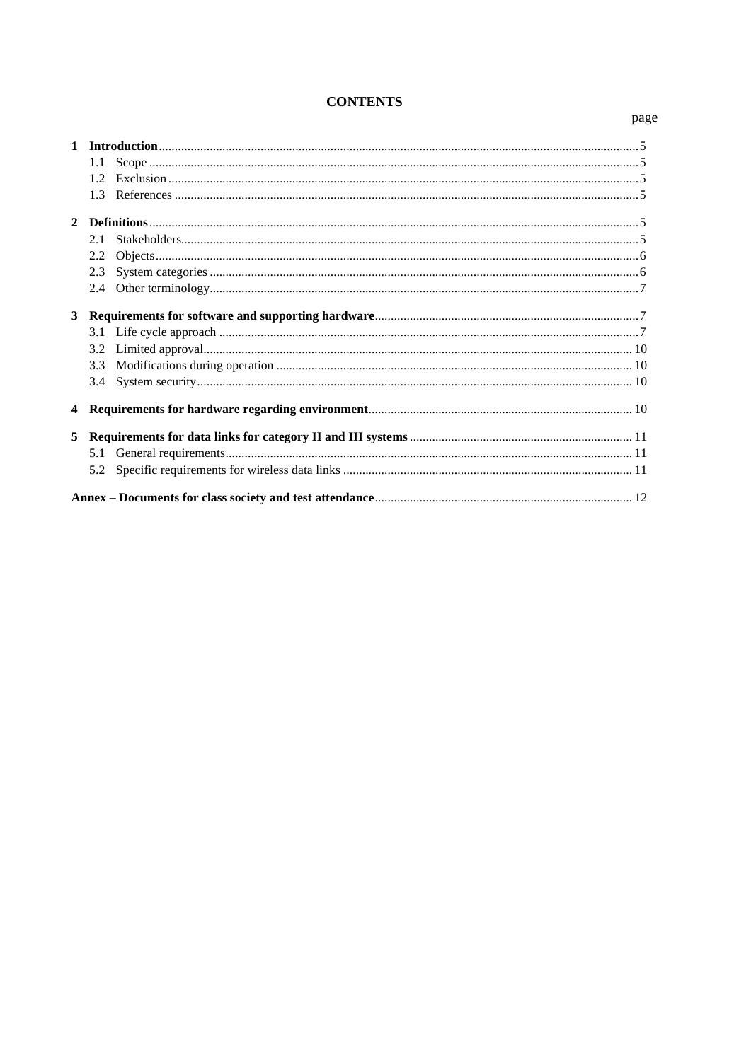# CONTENTS

page

**1 Introduction** ..... 5
- 1.1 Scope ..... 5
- 1.2 Exclusion ..... 5
- 1.3 References ..... 5

**2 Definitions** ..... 5
- 2.1 Stakeholders ..... 5
- 2.2 Objects ..... 6
- 2.3 System categories ..... 6
- 2.4 Other terminology ..... 7

**3 Requirements for software and supporting hardware** ..... 7
- 3.1 Life cycle approach ..... 7
- 3.2 Limited approval ..... 10
- 3.3 Modifications during operation ..... 10
- 3.4 System security ..... 10

**4 Requirements for hardware regarding environment** ..... 10

**5 Requirements for data links for category II and III systems** ..... 11
- 5.1 General requirements ..... 11
- 5.2 Specific requirements for wireless data links ..... 11

**Annex – Documents for class society and test attendance** ..... 12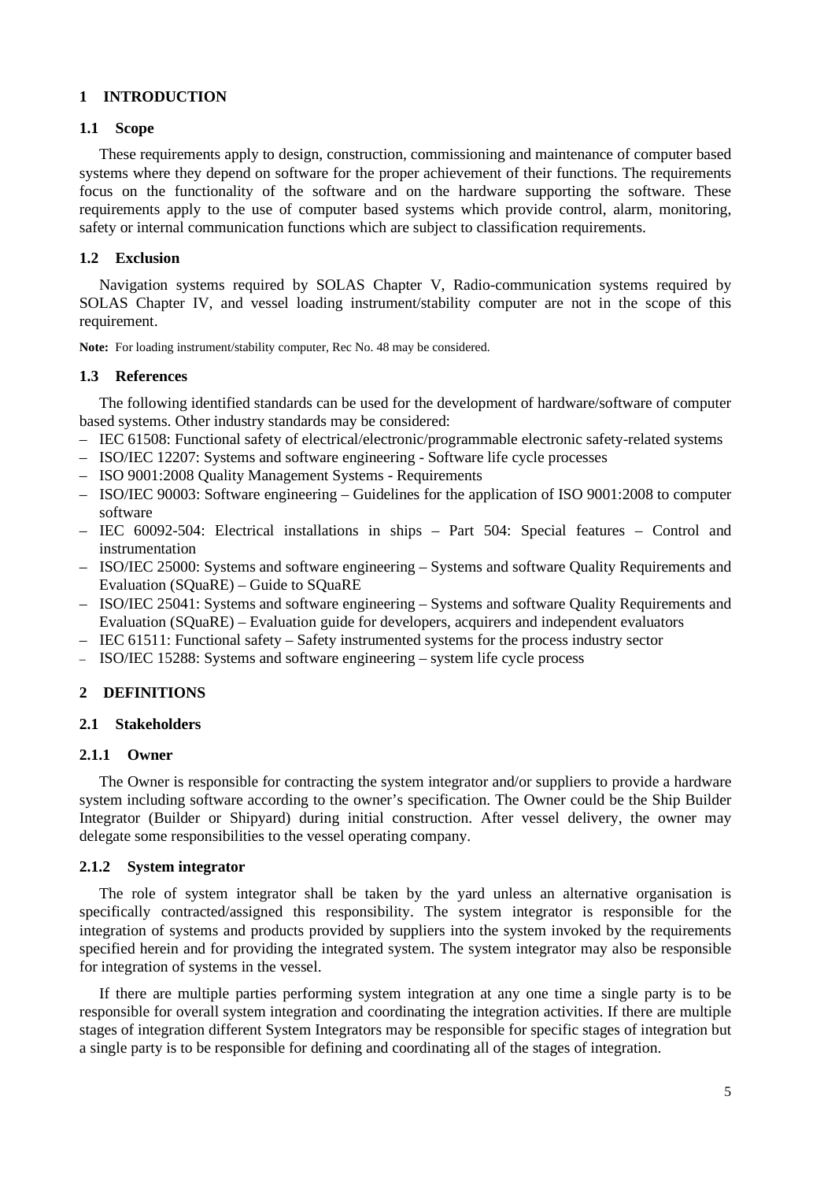# 1 INTRODUCTION

## 1.1 Scope

These requirements apply to design, construction, commissioning and maintenance of computer based systems where they depend on software for the proper achievement of their functions. The requirements focus on the functionality of the software and on the hardware supporting the software. These requirements apply to the use of computer based systems which provide control, alarm, monitoring, safety or internal communication functions which are subject to classification requirements.

## 1.2 Exclusion

Navigation systems required by SOLAS Chapter V, Radio-communication systems required by SOLAS Chapter IV, and vessel loading instrument/stability computer are not in the scope of this requirement.

**Note:** For loading instrument/stability computer, Rec No. 48 may be considered.

## 1.3 References

The following identified standards can be used for the development of hardware/software of computer based systems. Other industry standards may be considered:

- IEC 61508: Functional safety of electrical/electronic/programmable electronic safety-related systems
- ISO/IEC 12207: Systems and software engineering - Software life cycle processes
- ISO 9001:2008 Quality Management Systems - Requirements
- ISO/IEC 90003: Software engineering – Guidelines for the application of ISO 9001:2008 to computer software
- IEC 60092-504: Electrical installations in ships – Part 504: Special features – Control and instrumentation
- ISO/IEC 25000: Systems and software engineering – Systems and software Quality Requirements and Evaluation (SQuaRE) – Guide to SQuaRE
- ISO/IEC 25041: Systems and software engineering – Systems and software Quality Requirements and Evaluation (SQuaRE) – Evaluation guide for developers, acquirers and independent evaluators
- IEC 61511: Functional safety – Safety instrumented systems for the process industry sector
- ISO/IEC 15288: Systems and software engineering – system life cycle process

# 2 DEFINITIONS

## 2.1 Stakeholders

### 2.1.1 Owner

The Owner is responsible for contracting the system integrator and/or suppliers to provide a hardware system including software according to the owner's specification. The Owner could be the Ship Builder Integrator (Builder or Shipyard) during initial construction. After vessel delivery, the owner may delegate some responsibilities to the vessel operating company.

### 2.1.2 System integrator

The role of system integrator shall be taken by the yard unless an alternative organisation is specifically contracted/assigned this responsibility. The system integrator is responsible for the integration of systems and products provided by suppliers into the system invoked by the requirements specified herein and for providing the integrated system. The system integrator may also be responsible for integration of systems in the vessel.

If there are multiple parties performing system integration at any one time a single party is to be responsible for overall system integration and coordinating the integration activities. If there are multiple stages of integration different System Integrators may be responsible for specific stages of integration but a single party is to be responsible for defining and coordinating all of the stages of integration.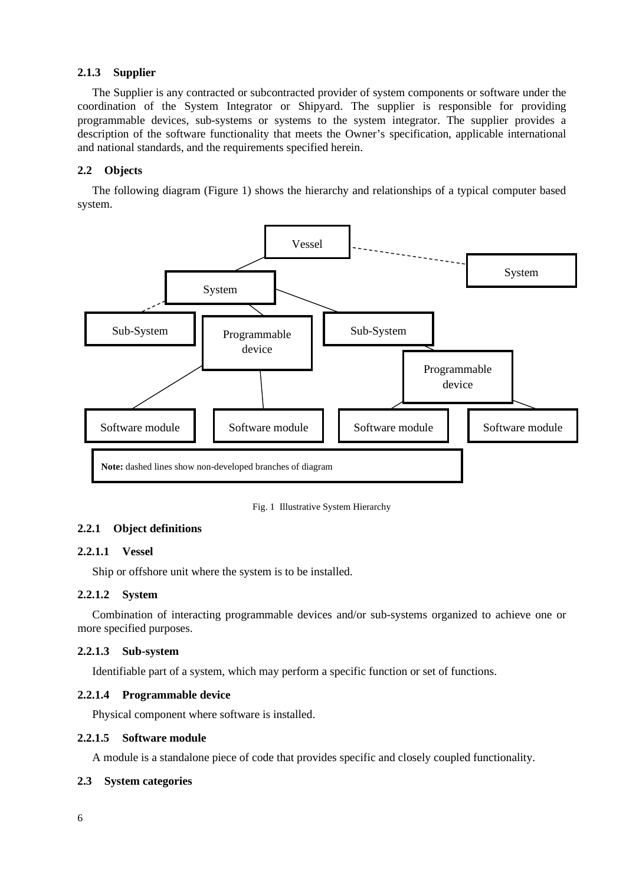#### 2.1.3 Supplier

The Supplier is any contracted or subcontracted provider of system components or software under the coordination of the System Integrator or Shipyard. The supplier is responsible for providing programmable devices, sub-systems or systems to the system integrator. The supplier provides a description of the software functionality that meets the Owner's specification, applicable international and national standards, and the requirements specified herein.

### 2.2 Objects

The following diagram (Figure 1) shows the hierarchy and relationships of a typical computer based system.

**Note:** dashed lines show non-developed branches of diagram

Fig. 1 Illustrative System Hierarchy

#### 2.2.1 Object definitions

##### 2.2.1.1 Vessel

Ship or offshore unit where the system is to be installed.

##### 2.2.1.2 System

Combination of interacting programmable devices and/or sub-systems organized to achieve one or more specified purposes.

##### 2.2.1.3 Sub-system

Identifiable part of a system, which may perform a specific function or set of functions.

##### 2.2.1.4 Programmable device

Physical component where software is installed.

##### 2.2.1.5 Software module

A module is a standalone piece of code that provides specific and closely coupled functionality.

### 2.3 System categories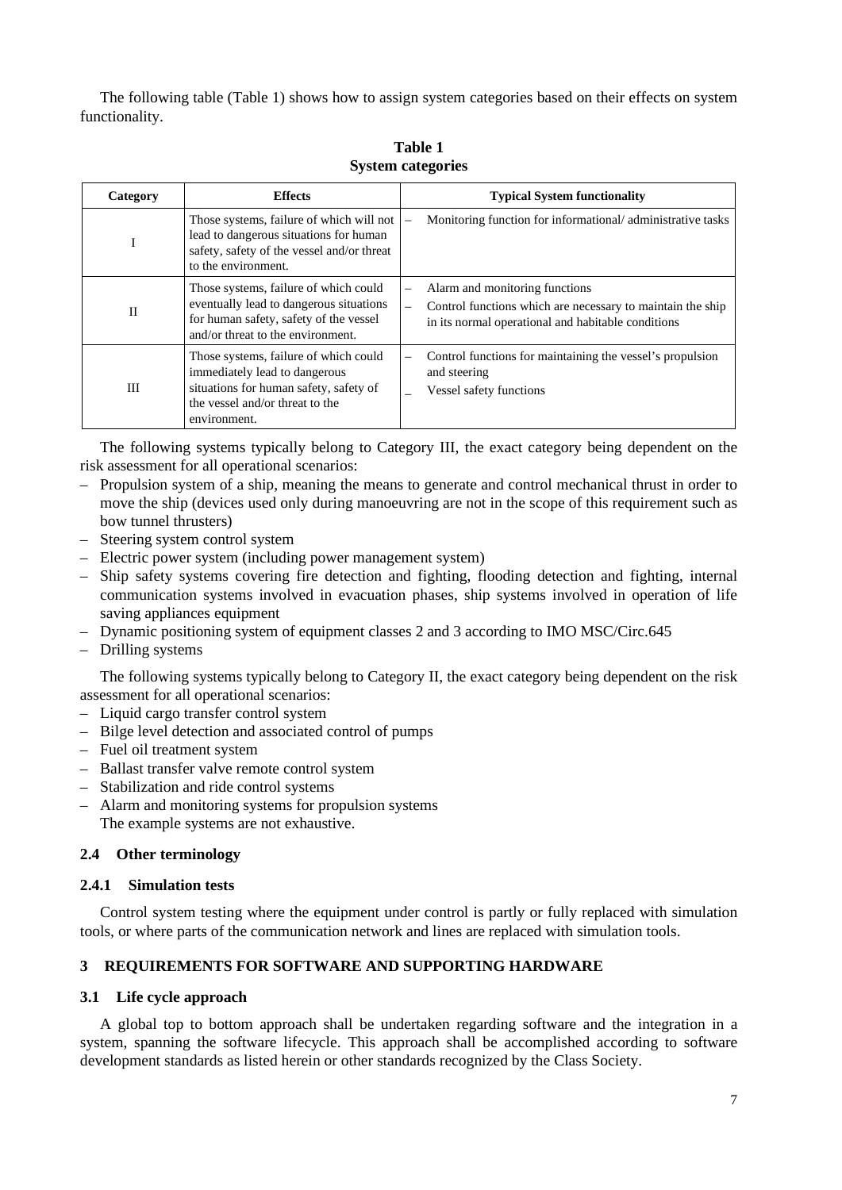The following table (Table 1) shows how to assign system categories based on their effects on system functionality.

**Table 1**
**System categories**

| Category | Effects | Typical System functionality |
|---|---|---|
| I | Those systems, failure of which will not lead to dangerous situations for human safety, safety of the vessel and/or threat to the environment. | – Monitoring function for informational/ administrative tasks |
| II | Those systems, failure of which could eventually lead to dangerous situations for human safety, safety of the vessel and/or threat to the environment. | – Alarm and monitoring functions<br>– Control functions which are necessary to maintain the ship in its normal operational and habitable conditions |
| III | Those systems, failure of which could immediately lead to dangerous situations for human safety, safety of the vessel and/or threat to the environment. | – Control functions for maintaining the vessel's propulsion and steering<br>– Vessel safety functions |

The following systems typically belong to Category III, the exact category being dependent on the risk assessment for all operational scenarios:

- Propulsion system of a ship, meaning the means to generate and control mechanical thrust in order to move the ship (devices used only during manoeuvring are not in the scope of this requirement such as bow tunnel thrusters)
- Steering system control system
- Electric power system (including power management system)
- Ship safety systems covering fire detection and fighting, flooding detection and fighting, internal communication systems involved in evacuation phases, ship systems involved in operation of life saving appliances equipment
- Dynamic positioning system of equipment classes 2 and 3 according to IMO MSC/Circ.645
- Drilling systems

The following systems typically belong to Category II, the exact category being dependent on the risk assessment for all operational scenarios:

- Liquid cargo transfer control system
- Bilge level detection and associated control of pumps
- Fuel oil treatment system
- Ballast transfer valve remote control system
- Stabilization and ride control systems
- Alarm and monitoring systems for propulsion systems

The example systems are not exhaustive.

### 2.4 Other terminology

#### 2.4.1 Simulation tests

Control system testing where the equipment under control is partly or fully replaced with simulation tools, or where parts of the communication network and lines are replaced with simulation tools.

## 3 REQUIREMENTS FOR SOFTWARE AND SUPPORTING HARDWARE

### 3.1 Life cycle approach

A global top to bottom approach shall be undertaken regarding software and the integration in a system, spanning the software lifecycle. This approach shall be accomplished according to software development standards as listed herein or other standards recognized by the Class Society.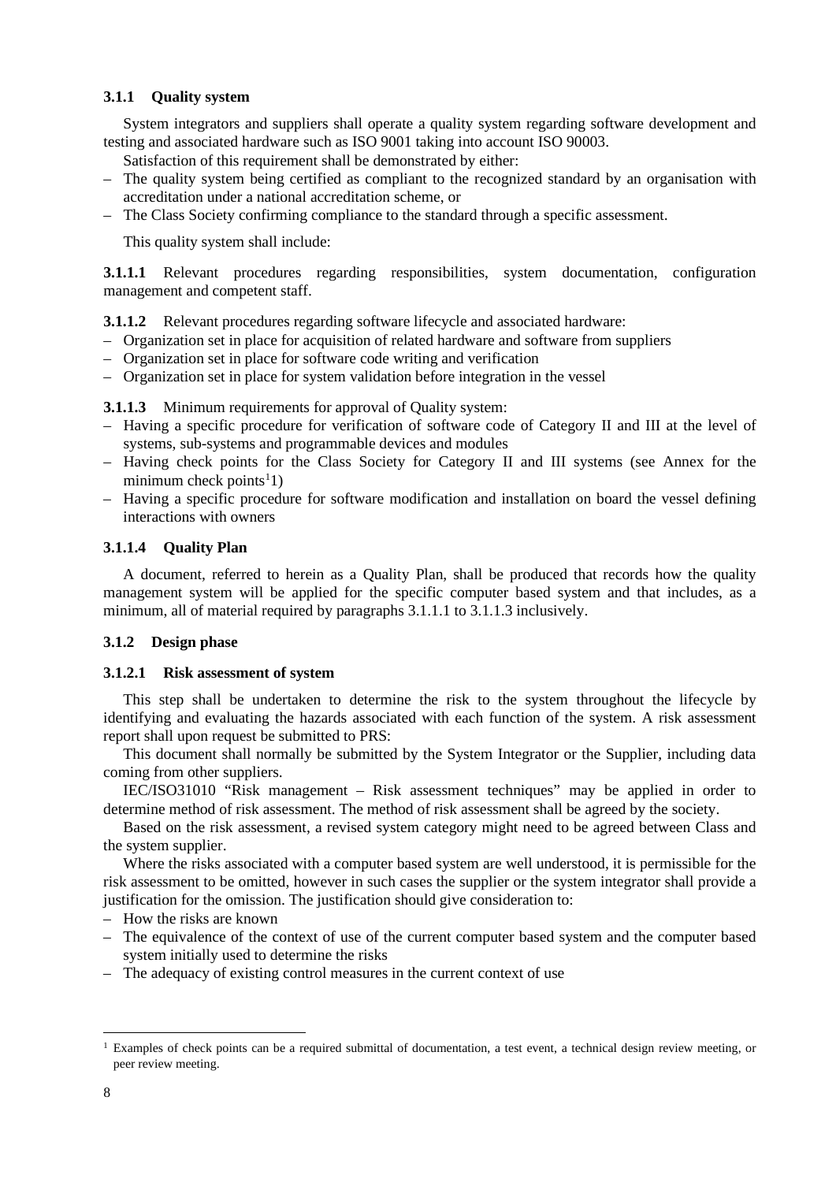### 3.1.1 Quality system

System integrators and suppliers shall operate a quality system regarding software development and testing and associated hardware such as ISO 9001 taking into account ISO 90003.

Satisfaction of this requirement shall be demonstrated by either:

- The quality system being certified as compliant to the recognized standard by an organisation with accreditation under a national accreditation scheme, or
- The Class Society confirming compliance to the standard through a specific assessment.

This quality system shall include:

**3.1.1.1** Relevant procedures regarding responsibilities, system documentation, configuration management and competent staff.

**3.1.1.2** Relevant procedures regarding software lifecycle and associated hardware:

- Organization set in place for acquisition of related hardware and software from suppliers
- Organization set in place for software code writing and verification
- Organization set in place for system validation before integration in the vessel

**3.1.1.3** Minimum requirements for approval of Quality system:

- Having a specific procedure for verification of software code of Category II and III at the level of systems, sub-systems and programmable devices and modules
- Having check points for the Class Society for Category II and III systems (see Annex for the minimum check points[1]1)
- Having a specific procedure for software modification and installation on board the vessel defining interactions with owners

#### 3.1.1.4 Quality Plan

A document, referred to herein as a Quality Plan, shall be produced that records how the quality management system will be applied for the specific computer based system and that includes, as a minimum, all of material required by paragraphs 3.1.1.1 to 3.1.1.3 inclusively.

### 3.1.2 Design phase

#### 3.1.2.1 Risk assessment of system

This step shall be undertaken to determine the risk to the system throughout the lifecycle by identifying and evaluating the hazards associated with each function of the system. A risk assessment report shall upon request be submitted to PRS:

This document shall normally be submitted by the System Integrator or the Supplier, including data coming from other suppliers.

IEC/ISO31010 "Risk management – Risk assessment techniques" may be applied in order to determine method of risk assessment. The method of risk assessment shall be agreed by the society.

Based on the risk assessment, a revised system category might need to be agreed between Class and the system supplier.

Where the risks associated with a computer based system are well understood, it is permissible for the risk assessment to be omitted, however in such cases the supplier or the system integrator shall provide a justification for the omission. The justification should give consideration to:

- How the risks are known
- The equivalence of the context of use of the current computer based system and the computer based system initially used to determine the risks
- The adequacy of existing control measures in the current context of use

[1] Examples of check points can be a required submittal of documentation, a test event, a technical design review meeting, or peer review meeting.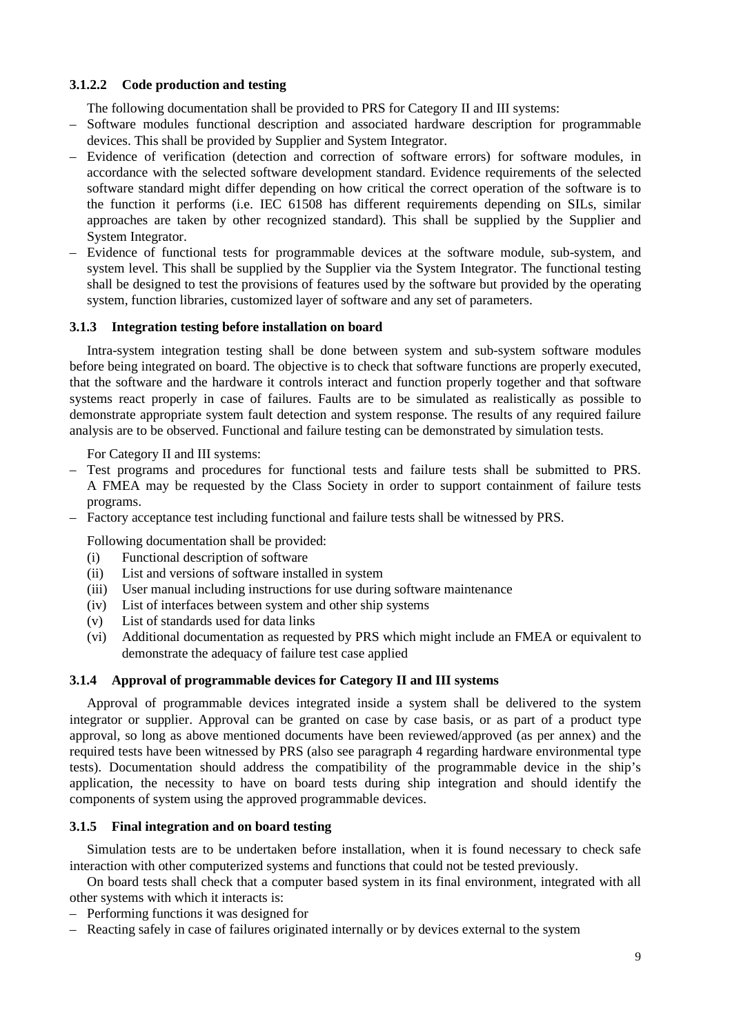#### 3.1.2.2 Code production and testing

The following documentation shall be provided to PRS for Category II and III systems:

– Software modules functional description and associated hardware description for programmable devices. This shall be provided by Supplier and System Integrator.
– Evidence of verification (detection and correction of software errors) for software modules, in accordance with the selected software development standard. Evidence requirements of the selected software standard might differ depending on how critical the correct operation of the software is to the function it performs (i.e. IEC 61508 has different requirements depending on SILs, similar approaches are taken by other recognized standard). This shall be supplied by the Supplier and System Integrator.
– Evidence of functional tests for programmable devices at the software module, sub-system, and system level. This shall be supplied by the Supplier via the System Integrator. The functional testing shall be designed to test the provisions of features used by the software but provided by the operating system, function libraries, customized layer of software and any set of parameters.

### 3.1.3 Integration testing before installation on board

Intra-system integration testing shall be done between system and sub-system software modules before being integrated on board. The objective is to check that software functions are properly executed, that the software and the hardware it controls interact and function properly together and that software systems react properly in case of failures. Faults are to be simulated as realistically as possible to demonstrate appropriate system fault detection and system response. The results of any required failure analysis are to be observed. Functional and failure testing can be demonstrated by simulation tests.

For Category II and III systems:

– Test programs and procedures for functional tests and failure tests shall be submitted to PRS. A FMEA may be requested by the Class Society in order to support containment of failure tests programs.
– Factory acceptance test including functional and failure tests shall be witnessed by PRS.

Following documentation shall be provided:

(i) Functional description of software
(ii) List and versions of software installed in system
(iii) User manual including instructions for use during software maintenance
(iv) List of interfaces between system and other ship systems
(v) List of standards used for data links
(vi) Additional documentation as requested by PRS which might include an FMEA or equivalent to demonstrate the adequacy of failure test case applied

### 3.1.4 Approval of programmable devices for Category II and III systems

Approval of programmable devices integrated inside a system shall be delivered to the system integrator or supplier. Approval can be granted on case by case basis, or as part of a product type approval, so long as above mentioned documents have been reviewed/approved (as per annex) and the required tests have been witnessed by PRS (also see paragraph 4 regarding hardware environmental type tests). Documentation should address the compatibility of the programmable device in the ship's application, the necessity to have on board tests during ship integration and should identify the components of system using the approved programmable devices.

### 3.1.5 Final integration and on board testing

Simulation tests are to be undertaken before installation, when it is found necessary to check safe interaction with other computerized systems and functions that could not be tested previously.

On board tests shall check that a computer based system in its final environment, integrated with all other systems with which it interacts is:

– Performing functions it was designed for
– Reacting safely in case of failures originated internally or by devices external to the system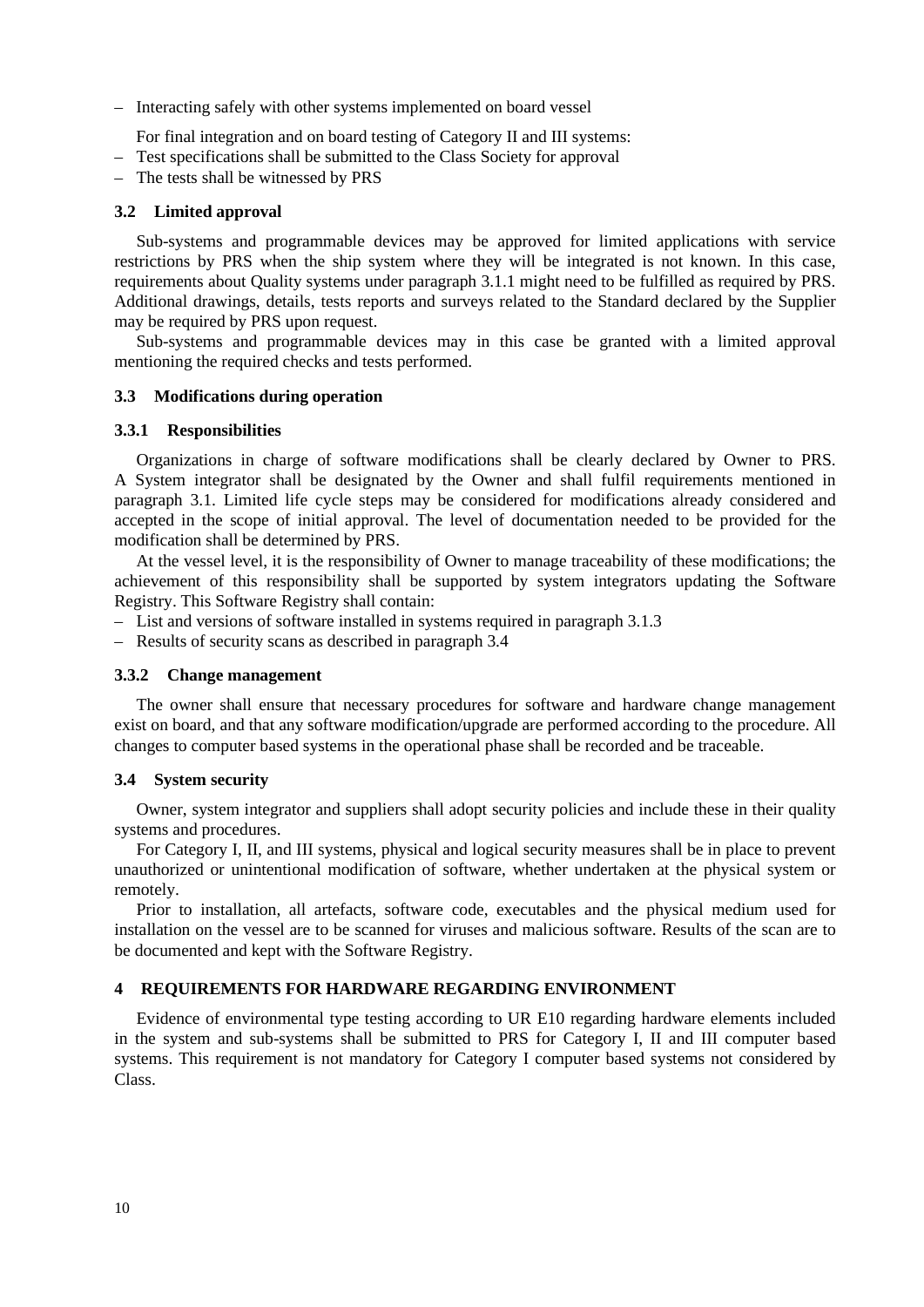– Interacting safely with other systems implemented on board vessel

For final integration and on board testing of Category II and III systems:

– Test specifications shall be submitted to the Class Society for approval
– The tests shall be witnessed by PRS

### 3.2 Limited approval

Sub-systems and programmable devices may be approved for limited applications with service restrictions by PRS when the ship system where they will be integrated is not known. In this case, requirements about Quality systems under paragraph 3.1.1 might need to be fulfilled as required by PRS. Additional drawings, details, tests reports and surveys related to the Standard declared by the Supplier may be required by PRS upon request.

Sub-systems and programmable devices may in this case be granted with a limited approval mentioning the required checks and tests performed.

### 3.3 Modifications during operation

#### 3.3.1 Responsibilities

Organizations in charge of software modifications shall be clearly declared by Owner to PRS. A System integrator shall be designated by the Owner and shall fulfil requirements mentioned in paragraph 3.1. Limited life cycle steps may be considered for modifications already considered and accepted in the scope of initial approval. The level of documentation needed to be provided for the modification shall be determined by PRS.

At the vessel level, it is the responsibility of Owner to manage traceability of these modifications; the achievement of this responsibility shall be supported by system integrators updating the Software Registry. This Software Registry shall contain:

– List and versions of software installed in systems required in paragraph 3.1.3
– Results of security scans as described in paragraph 3.4

#### 3.3.2 Change management

The owner shall ensure that necessary procedures for software and hardware change management exist on board, and that any software modification/upgrade are performed according to the procedure. All changes to computer based systems in the operational phase shall be recorded and be traceable.

### 3.4 System security

Owner, system integrator and suppliers shall adopt security policies and include these in their quality systems and procedures.

For Category I, II, and III systems, physical and logical security measures shall be in place to prevent unauthorized or unintentional modification of software, whether undertaken at the physical system or remotely.

Prior to installation, all artefacts, software code, executables and the physical medium used for installation on the vessel are to be scanned for viruses and malicious software. Results of the scan are to be documented and kept with the Software Registry.

## 4 REQUIREMENTS FOR HARDWARE REGARDING ENVIRONMENT

Evidence of environmental type testing according to UR E10 regarding hardware elements included in the system and sub-systems shall be submitted to PRS for Category I, II and III computer based systems. This requirement is not mandatory for Category I computer based systems not considered by Class.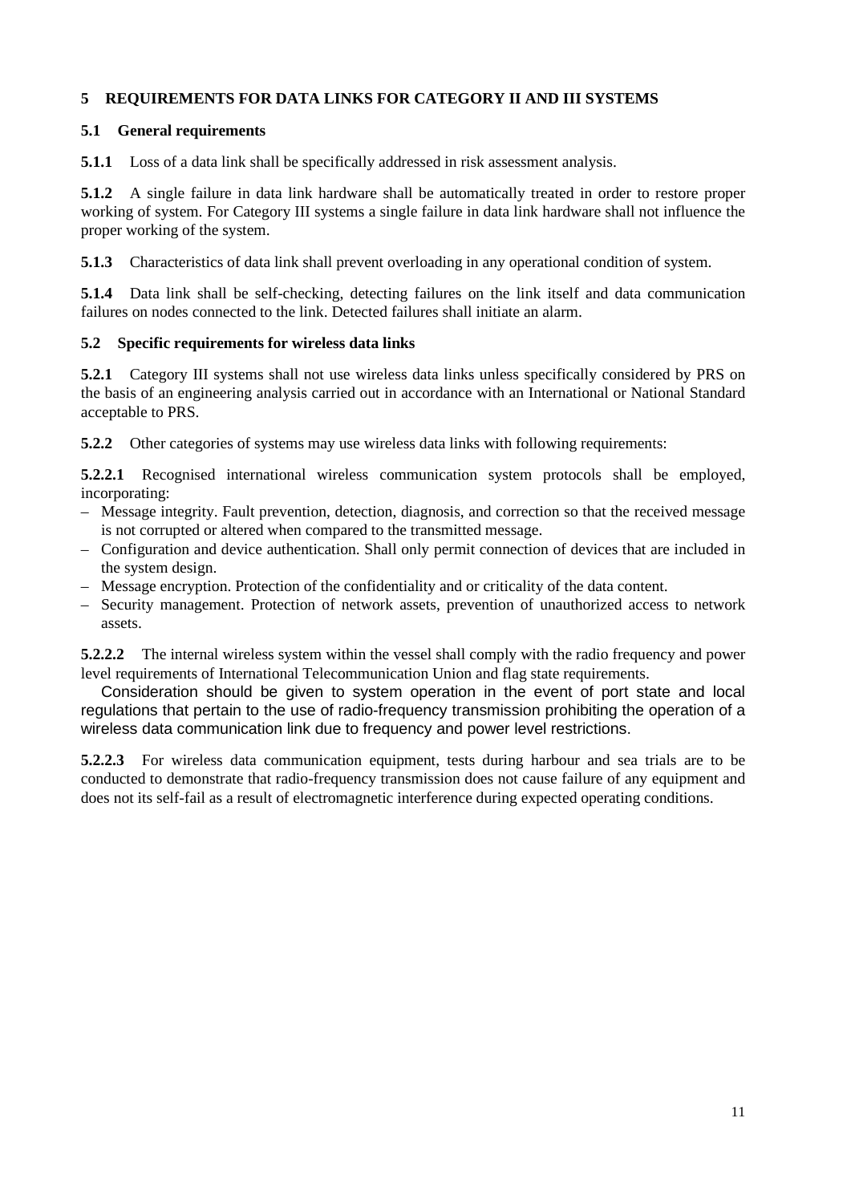## 5 REQUIREMENTS FOR DATA LINKS FOR CATEGORY II AND III SYSTEMS

### 5.1 General requirements

**5.1.1** Loss of a data link shall be specifically addressed in risk assessment analysis.

**5.1.2** A single failure in data link hardware shall be automatically treated in order to restore proper working of system. For Category III systems a single failure in data link hardware shall not influence the proper working of the system.

**5.1.3** Characteristics of data link shall prevent overloading in any operational condition of system.

**5.1.4** Data link shall be self-checking, detecting failures on the link itself and data communication failures on nodes connected to the link. Detected failures shall initiate an alarm.

### 5.2 Specific requirements for wireless data links

**5.2.1** Category III systems shall not use wireless data links unless specifically considered by PRS on the basis of an engineering analysis carried out in accordance with an International or National Standard acceptable to PRS.

**5.2.2** Other categories of systems may use wireless data links with following requirements:

**5.2.2.1** Recognised international wireless communication system protocols shall be employed, incorporating:

- Message integrity. Fault prevention, detection, diagnosis, and correction so that the received message is not corrupted or altered when compared to the transmitted message.
- Configuration and device authentication. Shall only permit connection of devices that are included in the system design.
- Message encryption. Protection of the confidentiality and or criticality of the data content.
- Security management. Protection of network assets, prevention of unauthorized access to network assets.

**5.2.2.2** The internal wireless system within the vessel shall comply with the radio frequency and power level requirements of International Telecommunication Union and flag state requirements.

Consideration should be given to system operation in the event of port state and local regulations that pertain to the use of radio-frequency transmission prohibiting the operation of a wireless data communication link due to frequency and power level restrictions.

**5.2.2.3** For wireless data communication equipment, tests during harbour and sea trials are to be conducted to demonstrate that radio-frequency transmission does not cause failure of any equipment and does not its self-fail as a result of electromagnetic interference during expected operating conditions.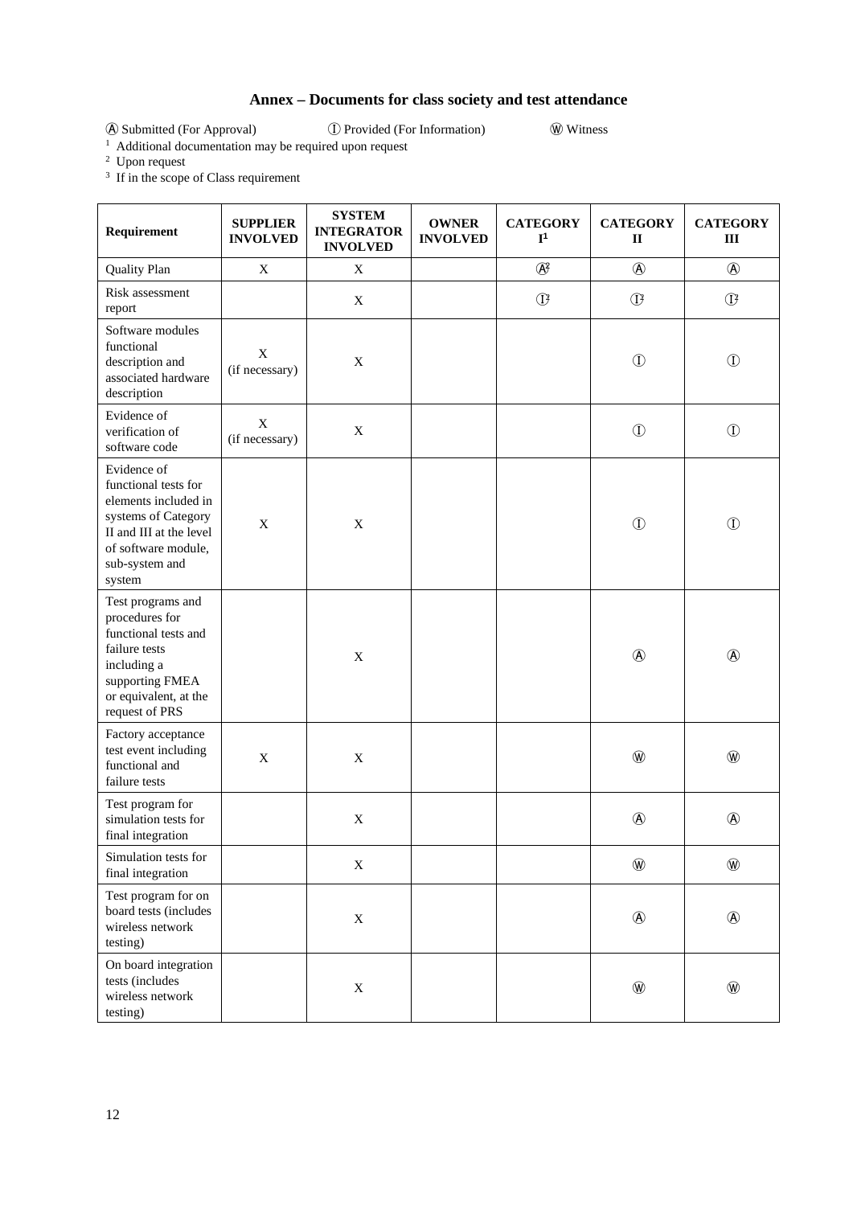# Annex – Documents for class society and test attendance

Ⓐ Submitted (For Approval) Ⓘ Provided (For Information) Ⓦ Witness

[1] Additional documentation may be required upon request

[2] Upon request

[3] If in the scope of Class requirement

| Requirement | SUPPLIER INVOLVED | SYSTEM INTEGRATOR INVOLVED | OWNER INVOLVED | CATEGORY I[1] | CATEGORY II | CATEGORY III |
|---|---|---|---|---|---|---|
| Quality Plan | X | X | | Ⓐ[2] | Ⓐ | Ⓐ |
| Risk assessment report | | X | | Ⓘ[3] | Ⓘ[3] | Ⓘ[3] |
| Software modules functional description and associated hardware description | X (if necessary) | X | | | Ⓘ | Ⓘ |
| Evidence of verification of software code | X (if necessary) | X | | | Ⓘ | Ⓘ |
| Evidence of functional tests for elements included in systems of Category II and III at the level of software module, sub-system and system | X | X | | | Ⓘ | Ⓘ |
| Test programs and procedures for functional tests and failure tests including a supporting FMEA or equivalent, at the request of PRS | | X | | | Ⓐ | Ⓐ |
| Factory acceptance test event including functional and failure tests | X | X | | | Ⓦ | Ⓦ |
| Test program for simulation tests for final integration | | X | | | Ⓐ | Ⓐ |
| Simulation tests for final integration | | X | | | Ⓦ | Ⓦ |
| Test program for on board tests (includes wireless network testing) | | X | | | Ⓐ | Ⓐ |
| On board integration tests (includes wireless network testing) | | X | | | Ⓦ | Ⓦ |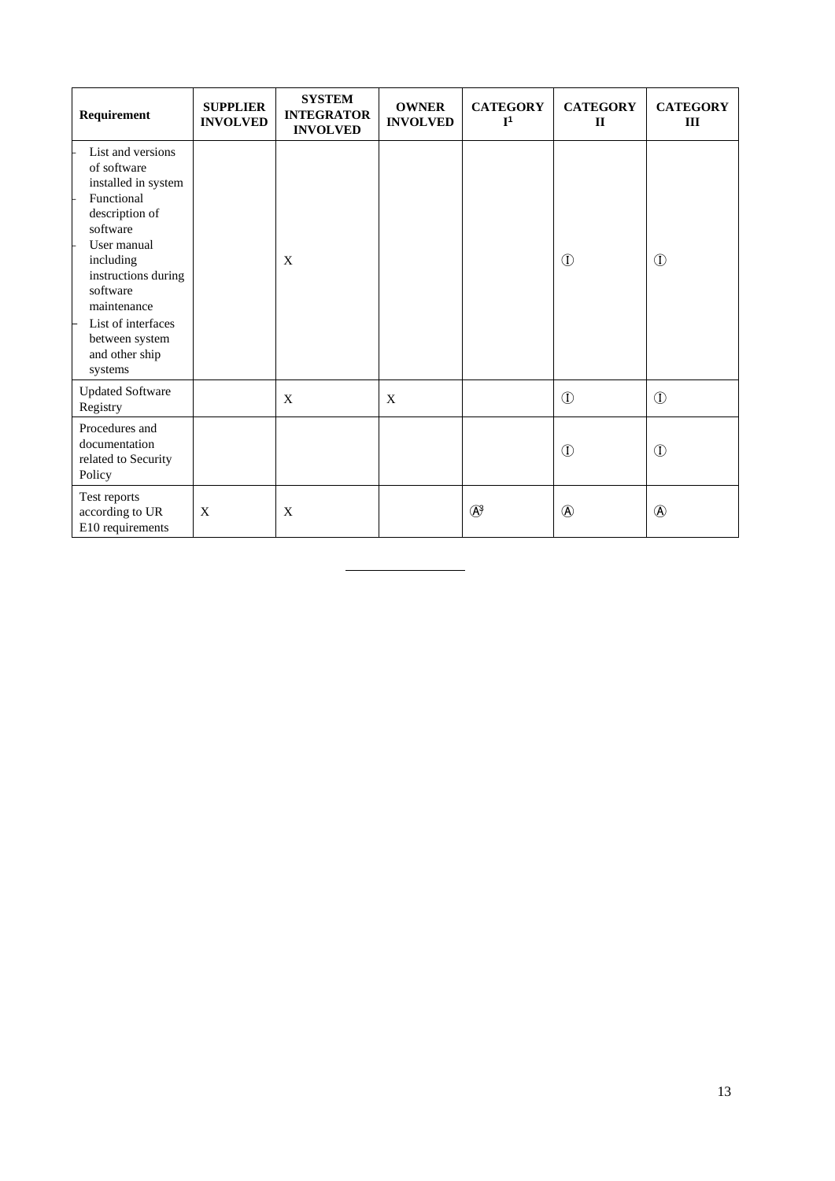| Requirement | SUPPLIER INVOLVED | SYSTEM INTEGRATOR INVOLVED | OWNER INVOLVED | CATEGORY I[1] | CATEGORY II | CATEGORY III |
|---|---|---|---|---|---|---|
| - List and versions of software installed in system<br>- Functional description of software<br>- User manual including instructions during software maintenance<br>- List of interfaces between system and other ship systems | | X | | | Ⓘ | Ⓘ |
| Updated Software Registry | | X | X | | Ⓘ | Ⓘ |
| Procedures and documentation related to Security Policy | | | | | Ⓘ | Ⓘ |
| Test reports according to UR E10 requirements | X | X | | Ⓐ[3] | Ⓐ | Ⓐ |